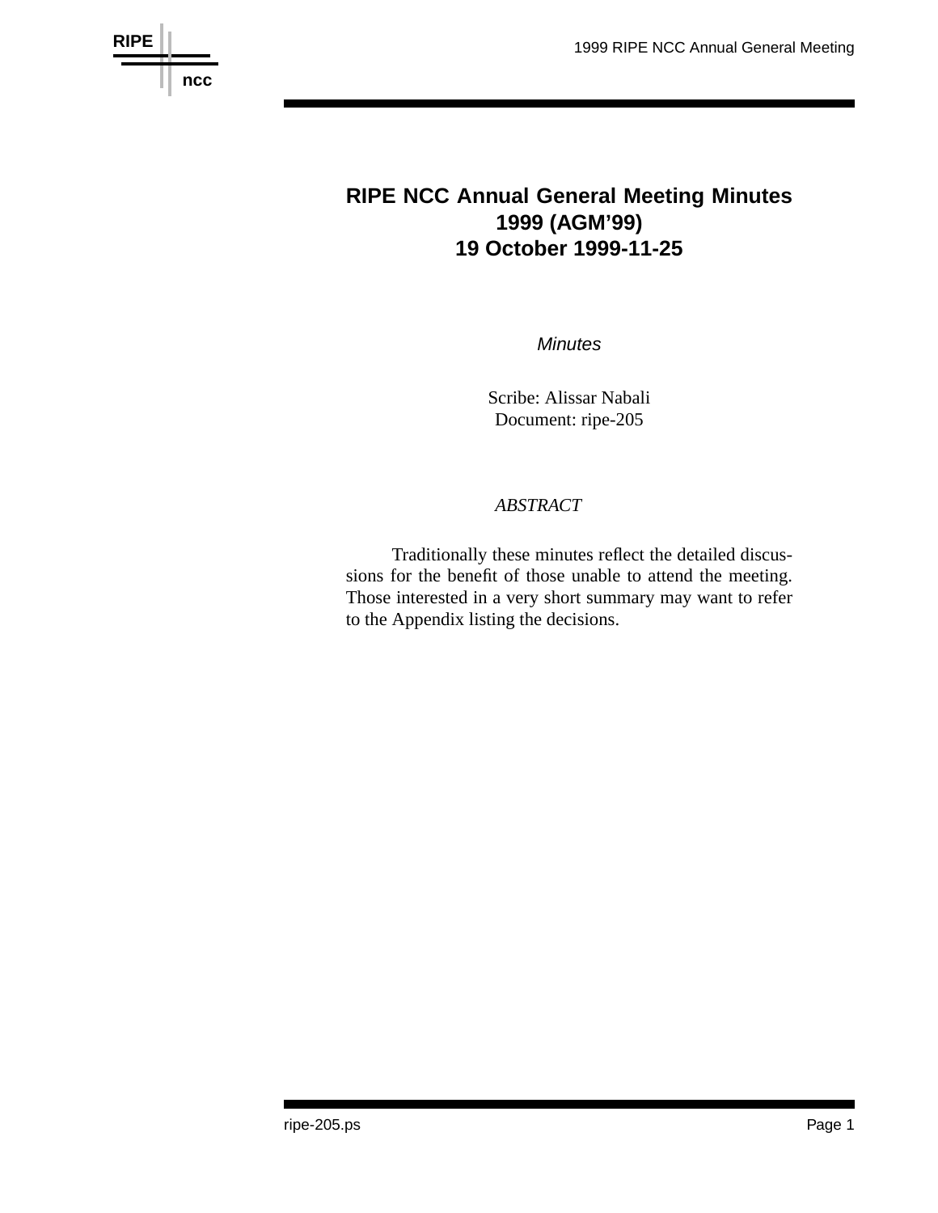# RIPE NCC Annual General Meeting Minutes 1999 (AGM'99) 19 October 1999-11-25

*Minutes*

Scribe: Alissar Nabali
Document: ripe-205

*ABSTRACT*

Traditionally these minutes reflect the detailed discussions for the benefit of those unable to attend the meeting. Those interested in a very short summary may want to refer to the Appendix listing the decisions.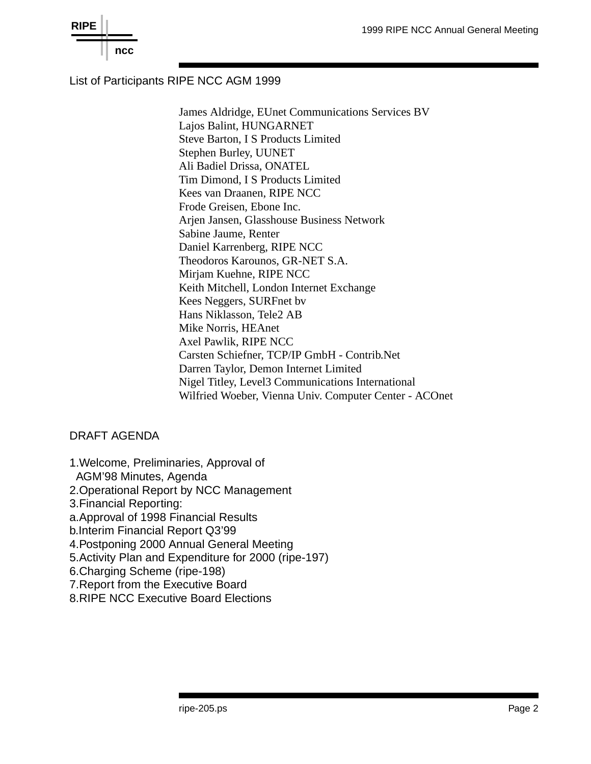## List of Participants RIPE NCC AGM 1999

James Aldridge, EUnet Communications Services BV
Lajos Balint, HUNGARNET
Steve Barton, I S Products Limited
Stephen Burley, UUNET
Ali Badiel Drissa, ONATEL
Tim Dimond, I S Products Limited
Kees van Draanen, RIPE NCC
Frode Greisen, Ebone Inc.
Arjen Jansen, Glasshouse Business Network
Sabine Jaume, Renter
Daniel Karrenberg, RIPE NCC
Theodoros Karounos, GR-NET S.A.
Mirjam Kuehne, RIPE NCC
Keith Mitchell, London Internet Exchange
Kees Neggers, SURFnet bv
Hans Niklasson, Tele2 AB
Mike Norris, HEAnet
Axel Pawlik, RIPE NCC
Carsten Schiefner, TCP/IP GmbH - Contrib.Net
Darren Taylor, Demon Internet Limited
Nigel Titley, Level3 Communications International
Wilfried Woeber, Vienna Univ. Computer Center - ACOnet

## DRAFT AGENDA

1.Welcome, Preliminaries, Approval of AGM’98 Minutes, Agenda
2.Operational Report by NCC Management
3.Financial Reporting:
a.Approval of 1998 Financial Results
b.Interim Financial Report Q3’99
4.Postponing 2000 Annual General Meeting
5.Activity Plan and Expenditure for 2000 (ripe-197)
6.Charging Scheme (ripe-198)
7.Report from the Executive Board
8.RIPE NCC Executive Board Elections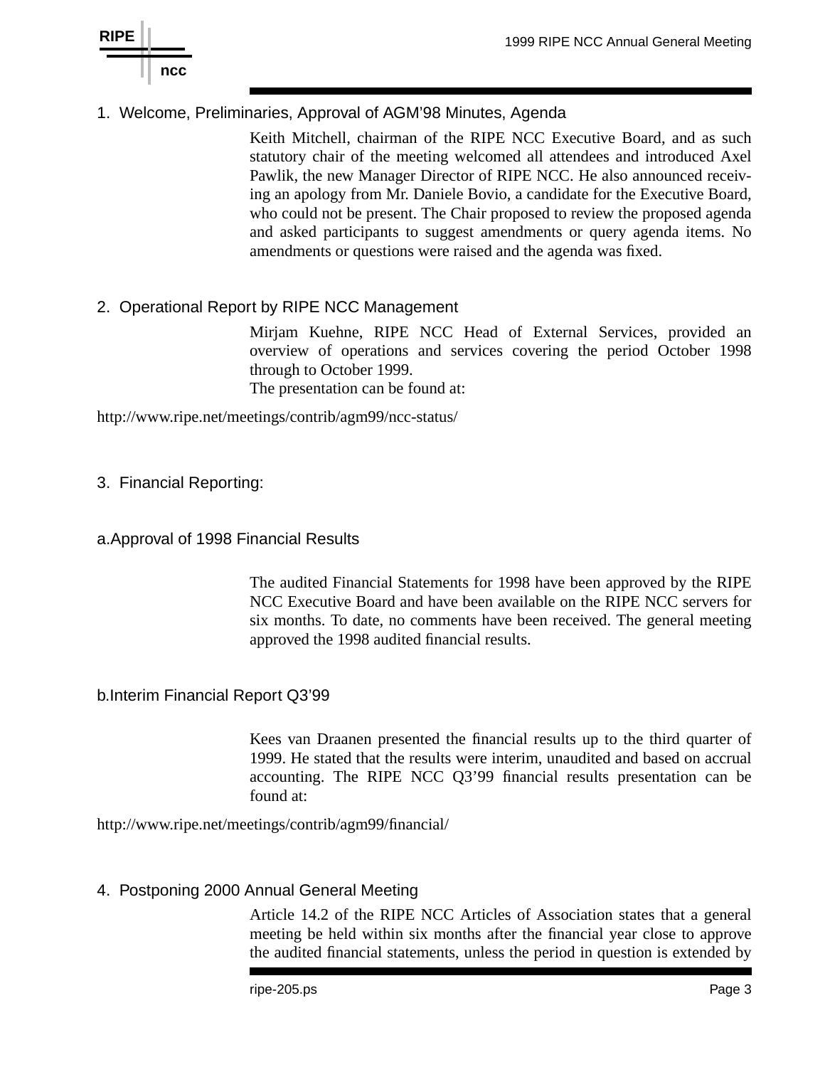## 1. Welcome, Preliminaries, Approval of AGM'98 Minutes, Agenda

Keith Mitchell, chairman of the RIPE NCC Executive Board, and as such statutory chair of the meeting welcomed all attendees and introduced Axel Pawlik, the new Manager Director of RIPE NCC. He also announced receiving an apology from Mr. Daniele Bovio, a candidate for the Executive Board, who could not be present. The Chair proposed to review the proposed agenda and asked participants to suggest amendments or query agenda items. No amendments or questions were raised and the agenda was fixed.

## 2. Operational Report by RIPE NCC Management

Mirjam Kuehne, RIPE NCC Head of External Services, provided an overview of operations and services covering the period October 1998 through to October 1999.
The presentation can be found at:

http://www.ripe.net/meetings/contrib/agm99/ncc-status/

## 3. Financial Reporting:

### a. Approval of 1998 Financial Results

The audited Financial Statements for 1998 have been approved by the RIPE NCC Executive Board and have been available on the RIPE NCC servers for six months. To date, no comments have been received. The general meeting approved the 1998 audited financial results.

### b. Interim Financial Report Q3'99

Kees van Draanen presented the financial results up to the third quarter of 1999. He stated that the results were interim, unaudited and based on accrual accounting. The RIPE NCC Q3'99 financial results presentation can be found at:

http://www.ripe.net/meetings/contrib/agm99/financial/

## 4. Postponing 2000 Annual General Meeting

Article 14.2 of the RIPE NCC Articles of Association states that a general meeting be held within six months after the financial year close to approve the audited financial statements, unless the period in question is extended by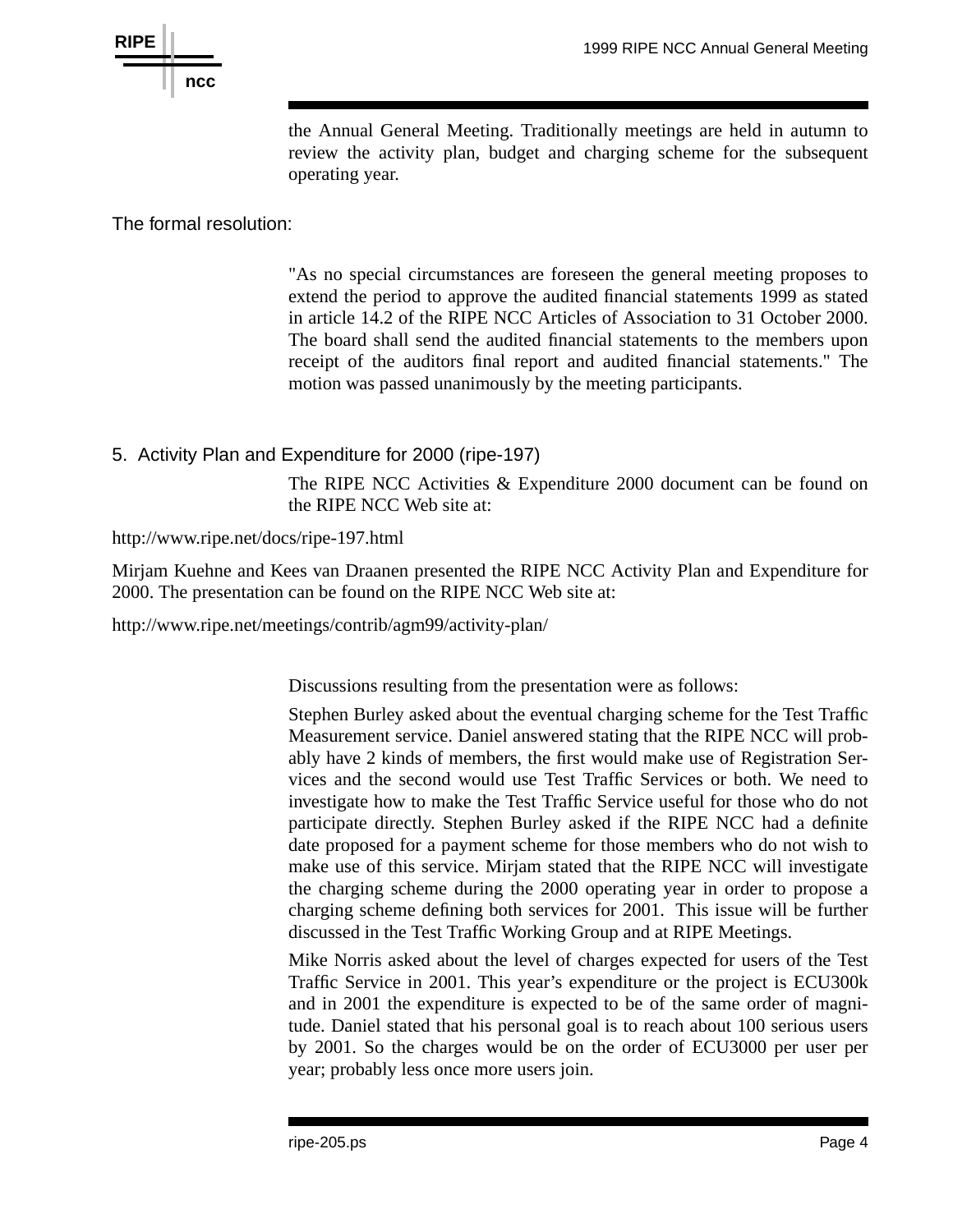the Annual General Meeting. Traditionally meetings are held in autumn to review the activity plan, budget and charging scheme for the subsequent operating year.

The formal resolution:

"As no special circumstances are foreseen the general meeting proposes to extend the period to approve the audited financial statements 1999 as stated in article 14.2 of the RIPE NCC Articles of Association to 31 October 2000. The board shall send the audited financial statements to the members upon receipt of the auditors final report and audited financial statements." The motion was passed unanimously by the meeting participants.

## 5. Activity Plan and Expenditure for 2000 (ripe-197)

The RIPE NCC Activities & Expenditure 2000 document can be found on the RIPE NCC Web site at:

http://www.ripe.net/docs/ripe-197.html

Mirjam Kuehne and Kees van Draanen presented the RIPE NCC Activity Plan and Expenditure for 2000. The presentation can be found on the RIPE NCC Web site at:

http://www.ripe.net/meetings/contrib/agm99/activity-plan/

Discussions resulting from the presentation were as follows:

Stephen Burley asked about the eventual charging scheme for the Test Traffic Measurement service. Daniel answered stating that the RIPE NCC will probably have 2 kinds of members, the first would make use of Registration Services and the second would use Test Traffic Services or both. We need to investigate how to make the Test Traffic Service useful for those who do not participate directly. Stephen Burley asked if the RIPE NCC had a definite date proposed for a payment scheme for those members who do not wish to make use of this service. Mirjam stated that the RIPE NCC will investigate the charging scheme during the 2000 operating year in order to propose a charging scheme defining both services for 2001. This issue will be further discussed in the Test Traffic Working Group and at RIPE Meetings.

Mike Norris asked about the level of charges expected for users of the Test Traffic Service in 2001. This year's expenditure or the project is ECU300k and in 2001 the expenditure is expected to be of the same order of magnitude. Daniel stated that his personal goal is to reach about 100 serious users by 2001. So the charges would be on the order of ECU3000 per user per year; probably less once more users join.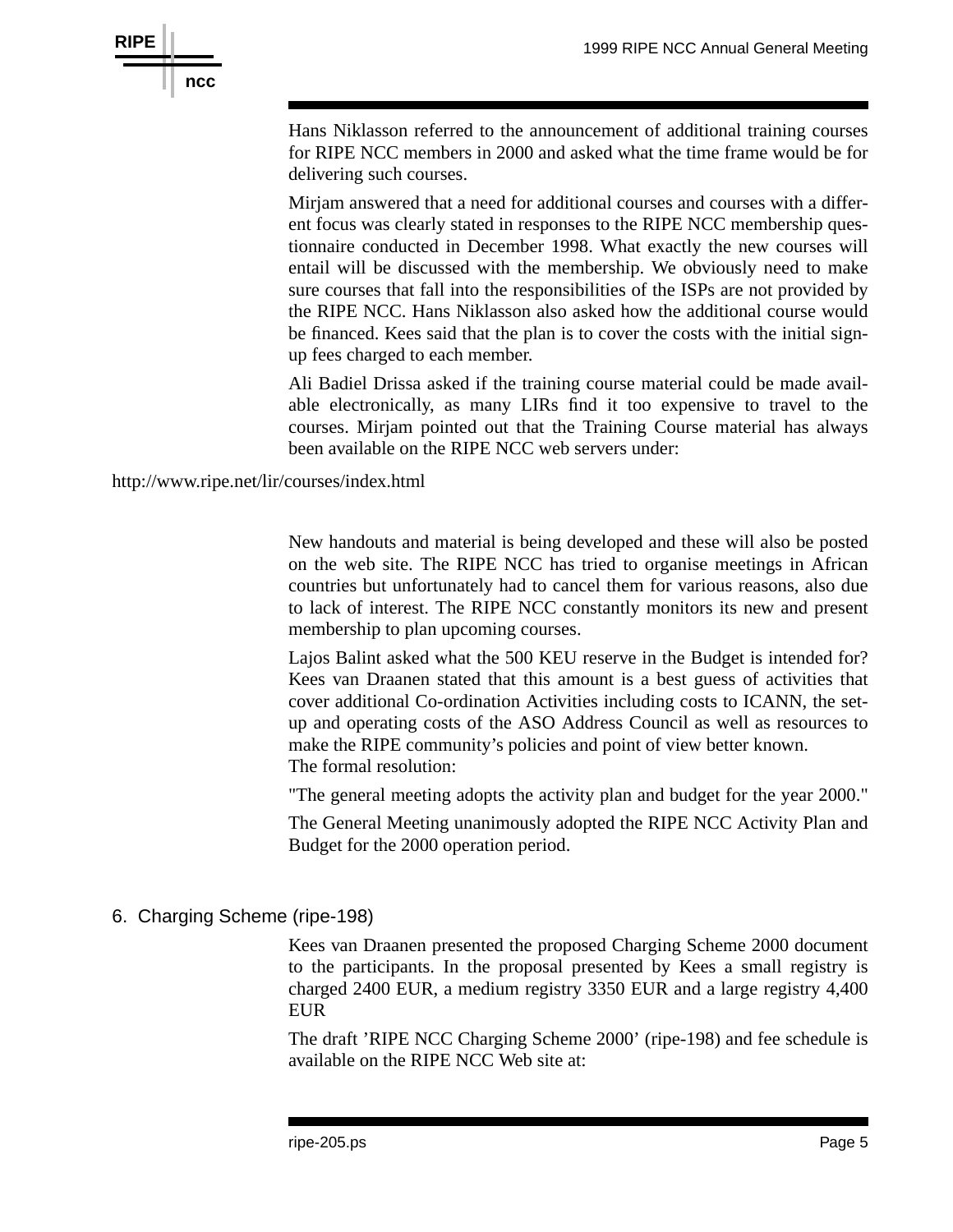Hans Niklasson referred to the announcement of additional training courses for RIPE NCC members in 2000 and asked what the time frame would be for delivering such courses.

Mirjam answered that a need for additional courses and courses with a different focus was clearly stated in responses to the RIPE NCC membership questionnaire conducted in December 1998. What exactly the new courses will entail will be discussed with the membership. We obviously need to make sure courses that fall into the responsibilities of the ISPs are not provided by the RIPE NCC. Hans Niklasson also asked how the additional course would be financed. Kees said that the plan is to cover the costs with the initial sign-up fees charged to each member.

Ali Badiel Drissa asked if the training course material could be made available electronically, as many LIRs find it too expensive to travel to the courses. Mirjam pointed out that the Training Course material has always been available on the RIPE NCC web servers under:

http://www.ripe.net/lir/courses/index.html

New handouts and material is being developed and these will also be posted on the web site. The RIPE NCC has tried to organise meetings in African countries but unfortunately had to cancel them for various reasons, also due to lack of interest. The RIPE NCC constantly monitors its new and present membership to plan upcoming courses.

Lajos Balint asked what the 500 KEU reserve in the Budget is intended for? Kees van Draanen stated that this amount is a best guess of activities that cover additional Co-ordination Activities including costs to ICANN, the set-up and operating costs of the ASO Address Council as well as resources to make the RIPE community's policies and point of view better known.
The formal resolution:

"The general meeting adopts the activity plan and budget for the year 2000."

The General Meeting unanimously adopted the RIPE NCC Activity Plan and Budget for the 2000 operation period.

## 6. Charging Scheme (ripe-198)

Kees van Draanen presented the proposed Charging Scheme 2000 document to the participants. In the proposal presented by Kees a small registry is charged 2400 EUR, a medium registry 3350 EUR and a large registry 4,400 EUR

The draft 'RIPE NCC Charging Scheme 2000' (ripe-198) and fee schedule is available on the RIPE NCC Web site at: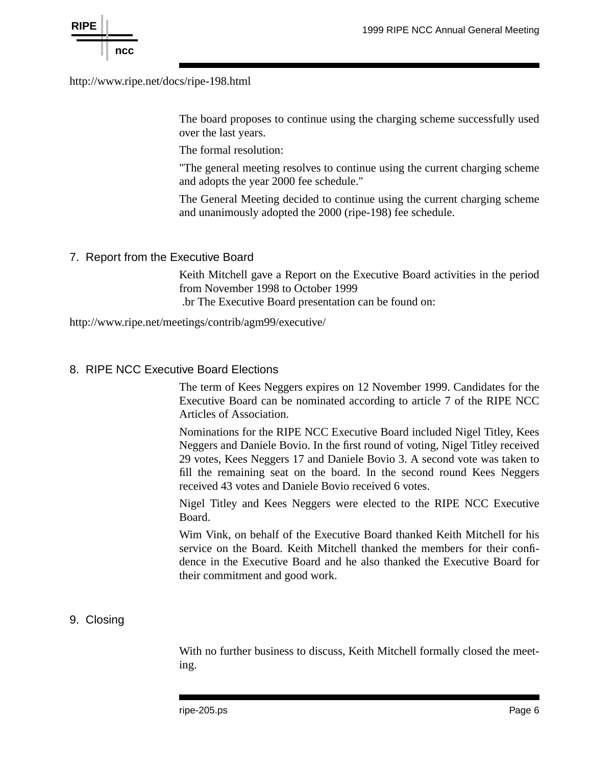http://www.ripe.net/docs/ripe-198.html

The board proposes to continue using the charging scheme successfully used over the last years.

The formal resolution:

"The general meeting resolves to continue using the current charging scheme and adopts the year 2000 fee schedule."

The General Meeting decided to continue using the current charging scheme and unanimously adopted the 2000 (ripe-198) fee schedule.

## 7. Report from the Executive Board

Keith Mitchell gave a Report on the Executive Board activities in the period from November 1998 to October 1999
.br The Executive Board presentation can be found on:

http://www.ripe.net/meetings/contrib/agm99/executive/

## 8. RIPE NCC Executive Board Elections

The term of Kees Neggers expires on 12 November 1999. Candidates for the Executive Board can be nominated according to article 7 of the RIPE NCC Articles of Association.

Nominations for the RIPE NCC Executive Board included Nigel Titley, Kees Neggers and Daniele Bovio. In the first round of voting, Nigel Titley received 29 votes, Kees Neggers 17 and Daniele Bovio 3. A second vote was taken to fill the remaining seat on the board. In the second round Kees Neggers received 43 votes and Daniele Bovio received 6 votes.

Nigel Titley and Kees Neggers were elected to the RIPE NCC Executive Board.

Wim Vink, on behalf of the Executive Board thanked Keith Mitchell for his service on the Board. Keith Mitchell thanked the members for their confidence in the Executive Board and he also thanked the Executive Board for their commitment and good work.

## 9. Closing

With no further business to discuss, Keith Mitchell formally closed the meeting.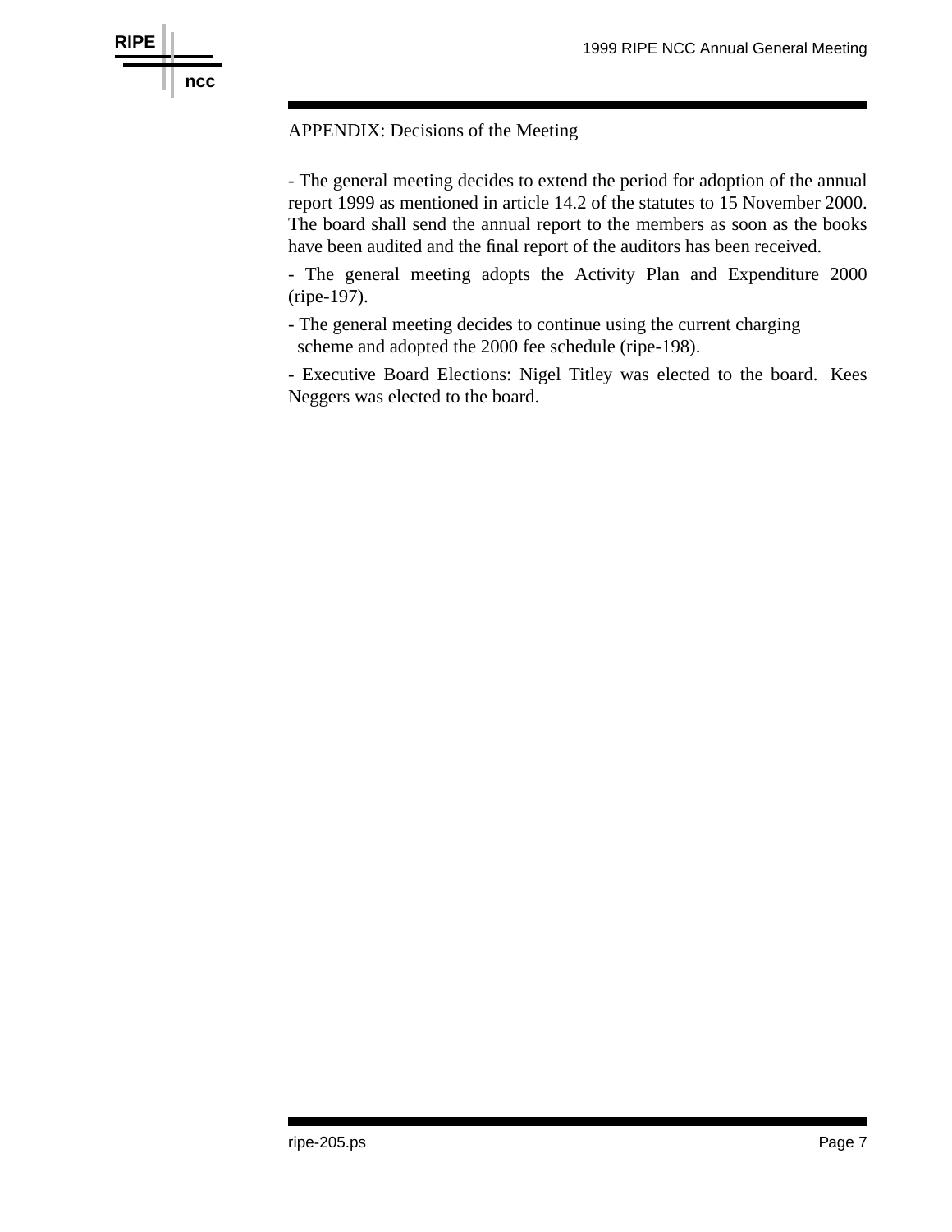APPENDIX: Decisions of the Meeting

- The general meeting decides to extend the period for adoption of the annual report 1999 as mentioned in article 14.2 of the statutes to 15 November 2000. The board shall send the annual report to the members as soon as the books have been audited and the final report of the auditors has been received.

- The general meeting adopts the Activity Plan and Expenditure 2000 (ripe-197).

- The general meeting decides to continue using the current charging scheme and adopted the 2000 fee schedule (ripe-198).

- Executive Board Elections: Nigel Titley was elected to the board. Kees Neggers was elected to the board.